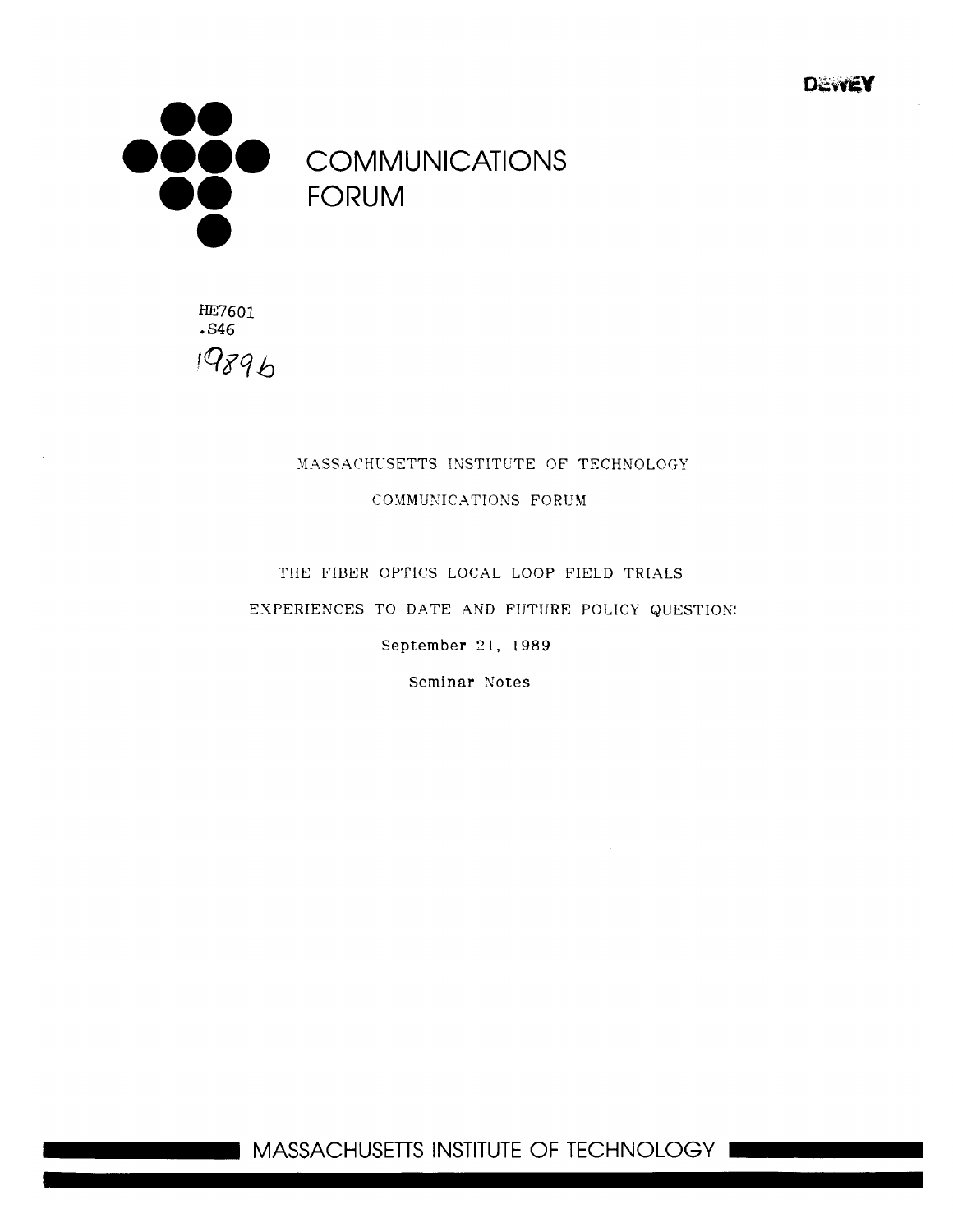DEWEY

# COMMUNICATIONS FORUM

HE7601
.S46
1989b

MASSACHUSETTS INSTITUTE OF TECHNOLOGY

COMMUNICATIONS FORUM

THE FIBER OPTICS LOCAL LOOP FIELD TRIALS

EXPERIENCES TO DATE AND FUTURE POLICY QUESTION:

September 21, 1989

Seminar Notes

MASSACHUSETTS INSTITUTE OF TECHNOLOGY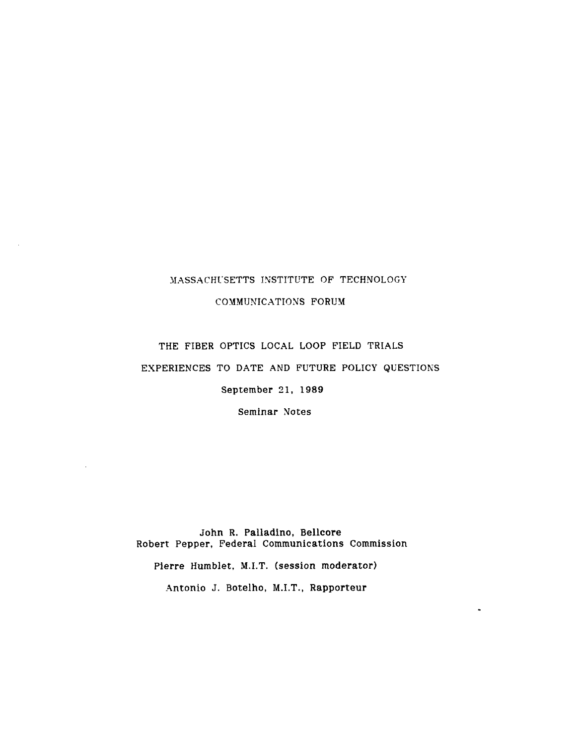MASSACHUSETTS INSTITUTE OF TECHNOLOGY

COMMUNICATIONS FORUM

# THE FIBER OPTICS LOCAL LOOP FIELD TRIALS

# EXPERIENCES TO DATE AND FUTURE POLICY QUESTIONS

**September 21, 1989**

Seminar Notes

**John R. Palladino, Bellcore**
**Robert Pepper, Federal Communications Commission**

**Pierre Humblet, M.I.T. (session moderator)**

Antonio J. Botelho, M.I.T., **Rapporteur**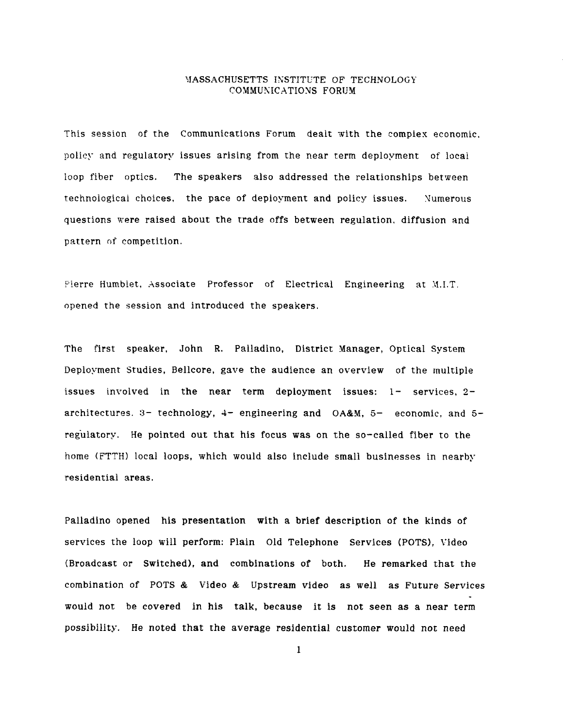# MASSACHUSETTS INSTITUTE OF TECHNOLOGY
## COMMUNICATIONS FORUM

This session of the Communications Forum dealt with the complex economic, policy and regulatory issues arising from the near term deployment of local loop fiber optics. The speakers also addressed the relationships between technological choices, the pace of deployment and policy issues. Numerous questions were raised about the trade offs between regulation, diffusion and pattern of competition.

Pierre Humblet, Associate Professor of Electrical Engineering at M.I.T. opened the session and introduced the speakers.

The first speaker, John R. Palladino, District Manager, Optical System Deployment Studies, Bellcore, gave the audience an overview of the multiple issues involved in the near term deployment issues: 1- services, 2- architectures. 3- technology, 4- engineering and OA&M, 5- economic, and 5- regulatory. He pointed out that his focus was on the so-called fiber to the home (FTTH) local loops, which would also include small businesses in nearby residential areas.

Palladino opened his presentation with a brief description of the kinds of services the loop will perform: Plain Old Telephone Services (POTS), Video (Broadcast or Switched), and combinations of both. He remarked that the combination of POTS & Video & Upstream video as well as Future Services would not be covered in his talk, because it is not seen as a near term possibility. He noted that the average residential customer would not need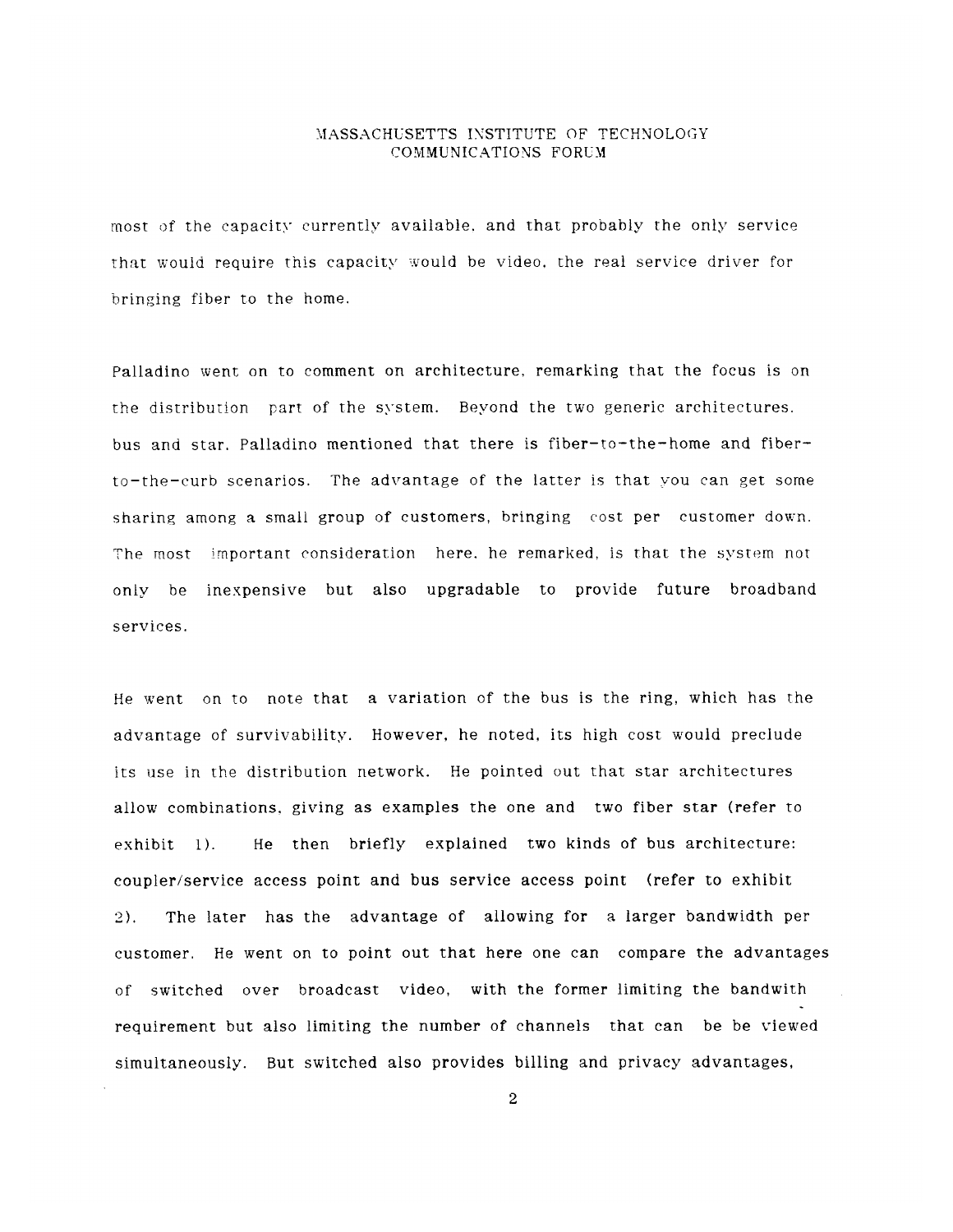most of the capacity currently available. and that probably the only service that would require this capacity would be video, the real service driver for bringing fiber to the home.

Palladino went on to comment on architecture, remarking that the focus is on the distribution part of the system. Beyond the two generic architectures. bus and star. Palladino mentioned that there is fiber-to-the-home and fiber-to-the-curb scenarios. The advantage of the latter is that you can get some sharing among a small group of customers, bringing cost per customer down. The most important consideration here. he remarked, is that the system not only be inexpensive but also upgradable to provide future broadband services.

He went on to note that a variation of the bus is the ring, which has the advantage of survivability. However, he noted, its high cost would preclude its use in the distribution network. He pointed out that star architectures allow combinations. giving as examples the one and two fiber star (refer to exhibit 1). He then briefly explained two kinds of bus architecture: coupler/service access point and bus service access point (refer to exhibit 2). The later has the advantage of allowing for a larger bandwidth per customer. He went on to point out that here one can compare the advantages of switched over broadcast video, with the former limiting the bandwith requirement but also limiting the number of channels that can be be viewed simultaneously. But switched also provides billing and privacy advantages,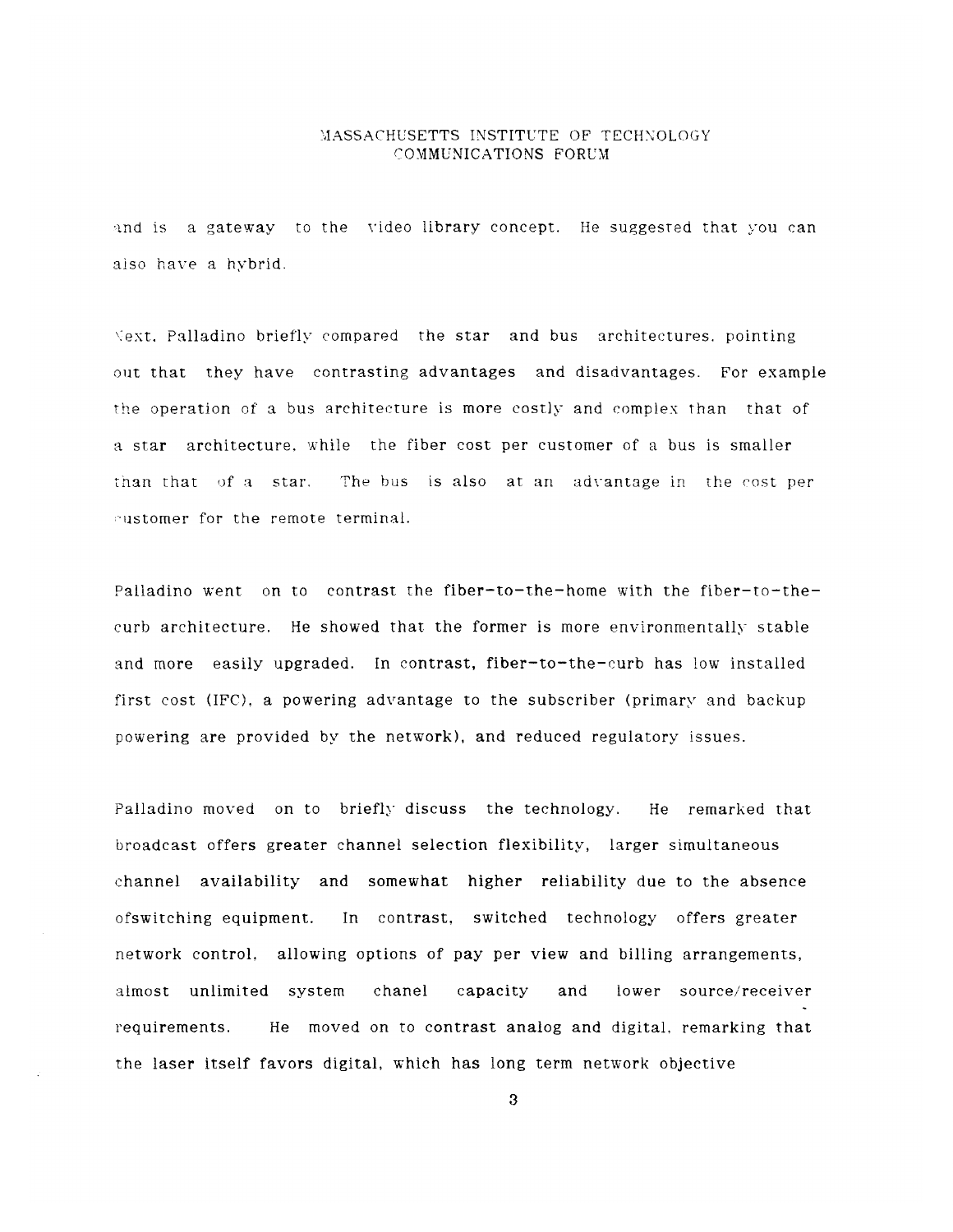and is a gateway to the video library concept. He suggested that you can also have a hybrid.

Next, Palladino briefly compared the star and bus architectures, pointing out that they have contrasting advantages and disadvantages. For example the operation of a bus architecture is more costly and complex than that of a star architecture, while the fiber cost per customer of a bus is smaller than that of a star. The bus is also at an advantage in the cost per customer for the remote terminal.

Palladino went on to contrast the fiber-to-the-home with the fiber-to-the-curb architecture. He showed that the former is more environmentally stable and more easily upgraded. In contrast, fiber-to-the-curb has low installed first cost (IFC), a powering advantage to the subscriber (primary and backup powering are provided by the network), and reduced regulatory issues.

Palladino moved on to briefly discuss the technology. He remarked that broadcast offers greater channel selection flexibility, larger simultaneous channel availability and somewhat higher reliability due to the absence ofswitching equipment. In contrast, switched technology offers greater network control, allowing options of pay per view and billing arrangements, almost unlimited system chanel capacity and lower source/receiver requirements. He moved on to contrast analog and digital, remarking that the laser itself favors digital, which has long term network objective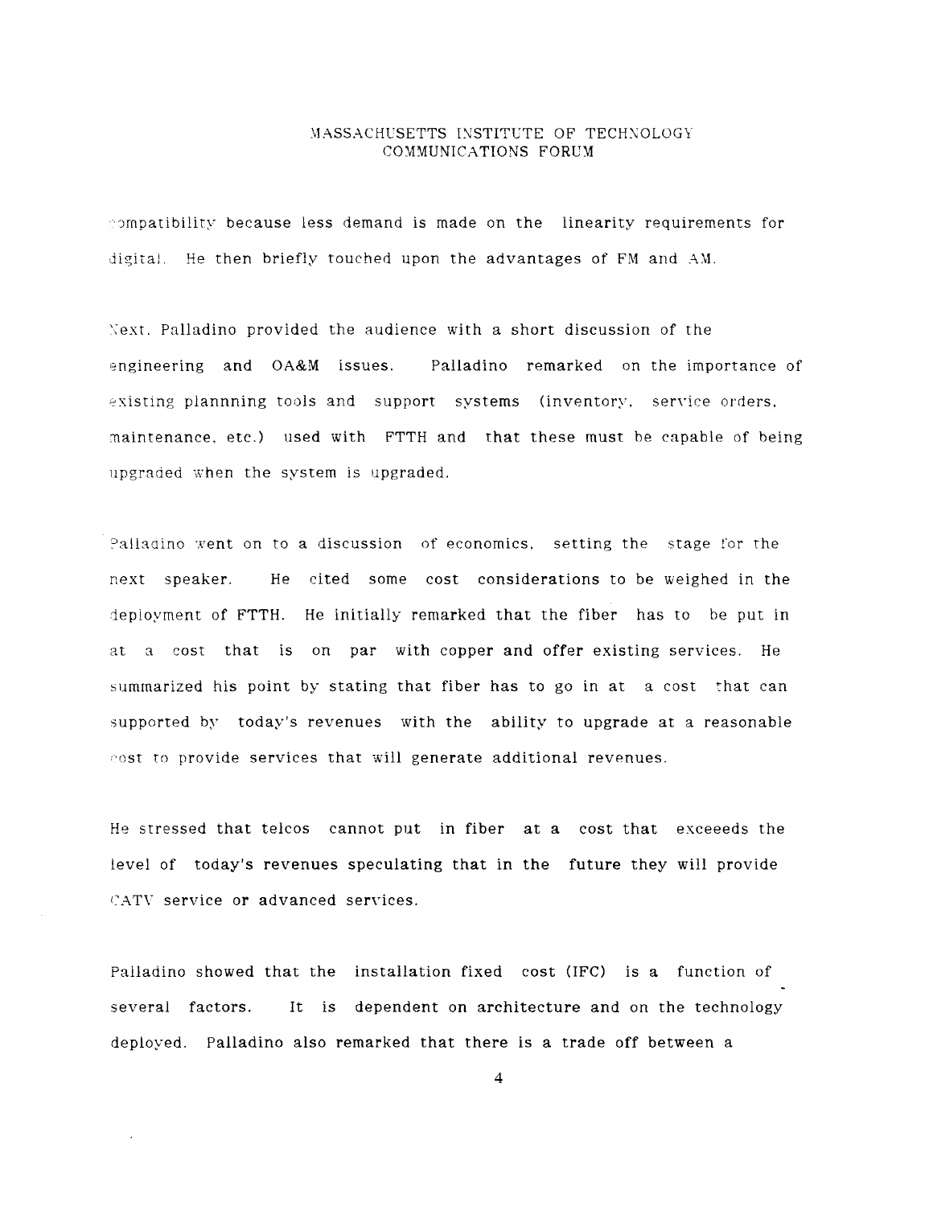compatibility because less demand is made on the linearity requirements for digital. He then briefly touched upon the advantages of FM and AM.

Next, Palladino provided the audience with a short discussion of the engineering and OA&M issues. Palladino remarked on the importance of existing plannning tools and support systems (inventory, service orders, maintenance, etc.) used with FTTH and that these must be capable of being upgraded when the system is upgraded.

Palladino went on to a discussion of economics, setting the stage for the next speaker. He cited some cost considerations to be weighed in the deployment of FTTH. He initially remarked that the fiber has to be put in at a cost that is on par with copper and offer existing services. He summarized his point by stating that fiber has to go in at a cost that can supported by today's revenues with the ability to upgrade at a reasonable cost to provide services that will generate additional revenues.

He stressed that telcos cannot put in fiber at a cost that exceeeds the level of today's revenues speculating that in the future they will provide CATV service or advanced services.

Palladino showed that the installation fixed cost (IFC) is a function of several factors. It is dependent on architecture and on the technology deployed. Palladino also remarked that there is a trade off between a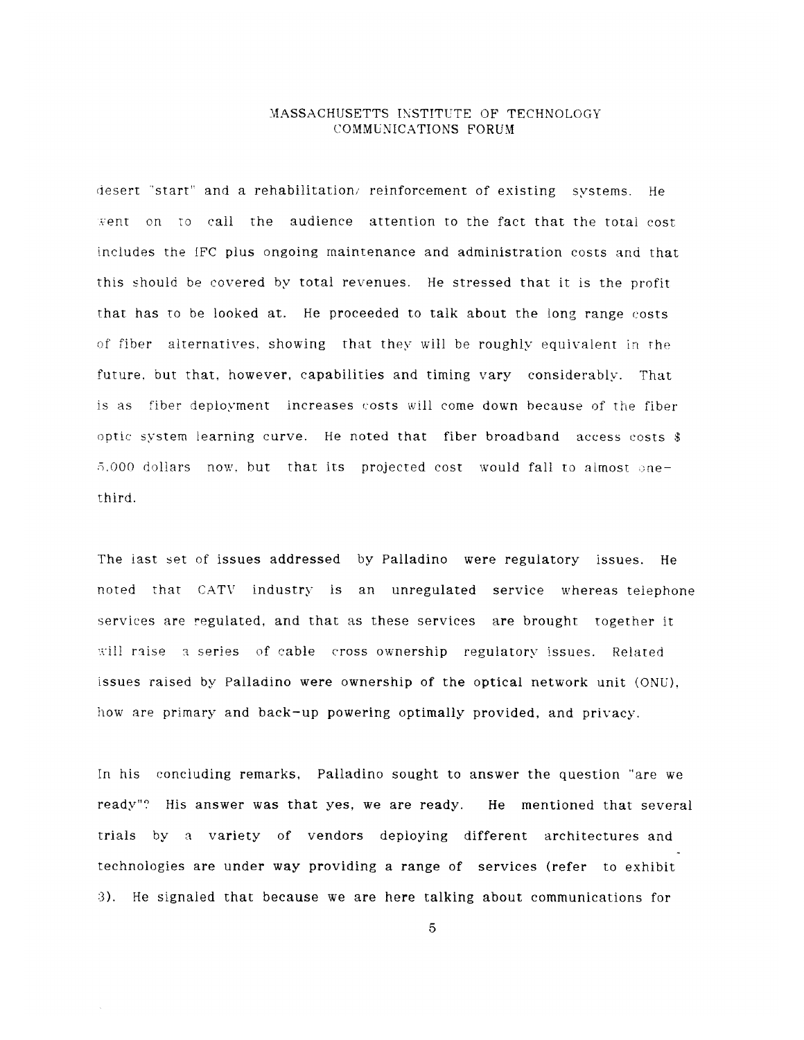desert "start" and a rehabilitation/ reinforcement of existing systems. He went on to call the audience attention to the fact that the total cost includes the IFC plus ongoing maintenance and administration costs and that this should be covered by total revenues. He stressed that it is the profit that has to be looked at. He proceeded to talk about the long range costs of fiber alternatives, showing that they will be roughly equivalent in the future, but that, however, capabilities and timing vary considerably. That is as fiber deployment increases costs will come down because of the fiber optic system learning curve. He noted that fiber broadband access costs $ 5,000 dollars now, but that its projected cost would fall to almost one-third.

The last set of issues addressed by Palladino were regulatory issues. He noted that CATV industry is an unregulated service whereas telephone services are regulated, and that as these services are brought together it will raise a series of cable cross ownership regulatory issues. Related issues raised by Palladino were ownership of the optical network unit (ONU), how are primary and back-up powering optimally provided, and privacy.

In his concluding remarks, Palladino sought to answer the question "are we ready"? His answer was that yes, we are ready. He mentioned that several trials by a variety of vendors deploying different architectures and technologies are under way providing a range of services (refer to exhibit 3). He signaled that because we are here talking about communications for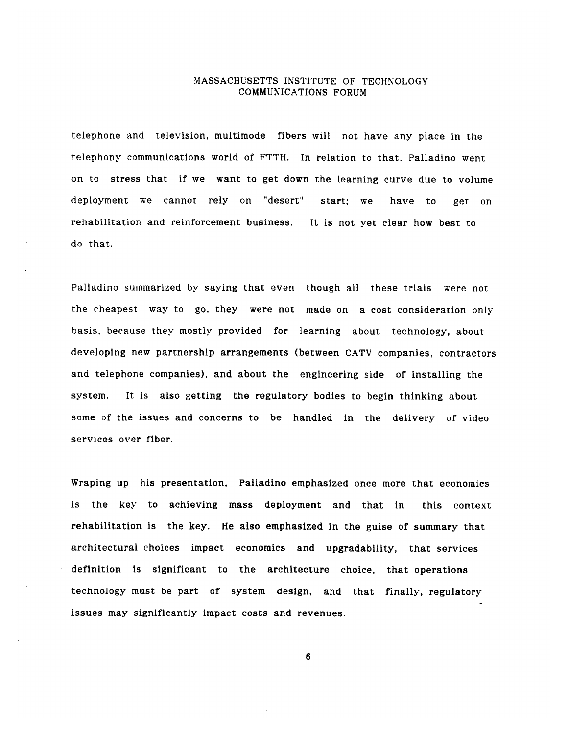telephone and television, multimode fibers will not have any place in the telephony communications world of FTTH. In relation to that, Palladino went on to stress that if we want to get down the learning curve due to volume deployment we cannot rely on "desert" start; we have to get on rehabilitation and reinforcement business. It is not yet clear how best to do that.

Palladino summarized by saying that even though all these trials were not the cheapest way to go, they were not made on a cost consideration only basis, because they mostly provided for learning about technology, about developing new partnership arrangements (between CATV companies, contractors and telephone companies), and about the engineering side of installing the system. It is also getting the regulatory bodies to begin thinking about some of the issues and concerns to be handled in the delivery of video services over fiber.

Wraping up his presentation, Palladino emphasized once more that economics is the key to achieving mass deployment and that in this context rehabilitation is the key. He also emphasized in the guise of summary that architectural choices impact economics and upgradability, that services definition is significant to the architecture choice, that operations technology must be part of system design, and that finally, regulatory issues may significantly impact costs and revenues.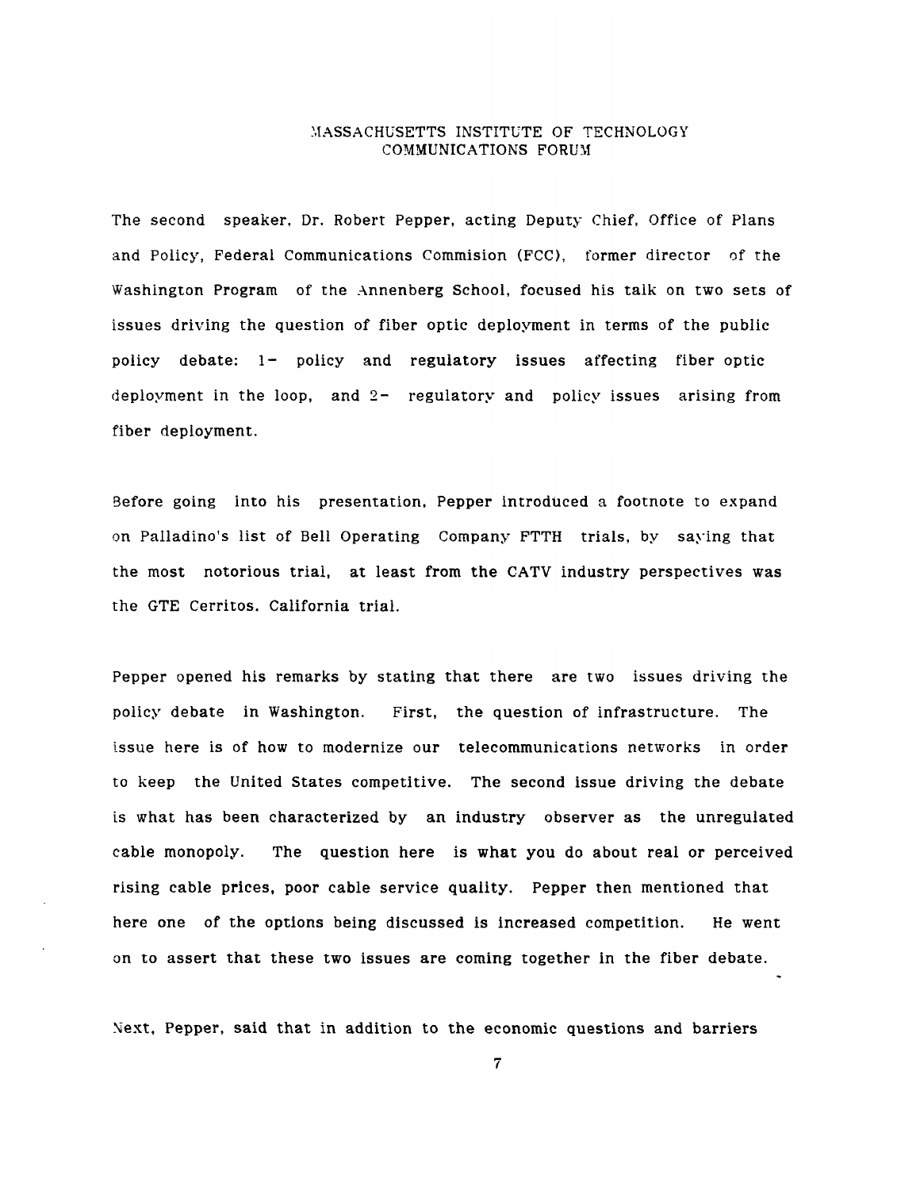MASSACHUSETTS INSTITUTE OF TECHNOLOGY
COMMUNICATIONS FORUM

The second speaker, Dr. Robert Pepper, acting Deputy Chief, Office of Plans and Policy, Federal Communications Commision (FCC), former director of the Washington Program of the Annenberg School, focused his talk on two sets of issues driving the question of fiber optic deployment in terms of the public policy debate: 1- policy and regulatory issues affecting fiber optic deployment in the loop, and 2- regulatory and policy issues arising from fiber deployment.

Before going into his presentation, Pepper introduced a footnote to expand on Palladino's list of Bell Operating Company FTTH trials, by saying that the most notorious trial, at least from the CATV industry perspectives was the GTE Cerritos. California trial.

Pepper opened his remarks by stating that there are two issues driving the policy debate in Washington. First, the question of infrastructure. The issue here is of how to modernize our telecommunications networks in order to keep the United States competitive. The second issue driving the debate is what has been characterized by an industry observer as the unregulated cable monopoly. The question here is what you do about real or perceived rising cable prices, poor cable service quality. Pepper then mentioned that here one of the options being discussed is increased competition. He went on to assert that these two issues are coming together in the fiber debate.

Next, Pepper, said that in addition to the economic questions and barriers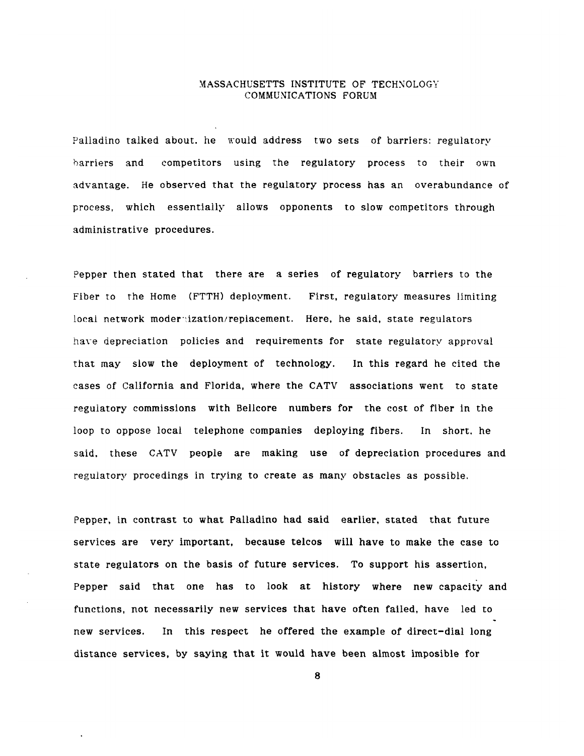Palladino talked about. he would address two sets of barriers: regulatory barriers and competitors using the regulatory process to their own advantage. He observed that the regulatory process has an overabundance of process, which essentially allows opponents to slow competitors through administrative procedures.

Pepper then stated that there are a series of regulatory barriers to the Fiber to the Home (FTTH) deployment. First, regulatory measures limiting local network modernization/replacement. Here, he said, state regulators have depreciation policies and requirements for state regulatory approval that may slow the deployment of technology. In this regard he cited the cases of California and Florida, where the CATV associations went to state regulatory commissions with Bellcore numbers for the cost of fiber in the loop to oppose local telephone companies deploying fibers. In short, he said, these CATV people are making use of depreciation procedures and regulatory procedings in trying to create as many obstacles as possible.

Pepper, in contrast to what Palladino had said earlier, stated that future services are very important, because telcos will have to make the case to state regulators on the basis of future services. To support his assertion, Pepper said that one has to look at history where new capacity and functions, not necessarily new services that have often failed, have led to new services. In this respect he offered the example of direct-dial long distance services, by saying that it would have been almost imposible for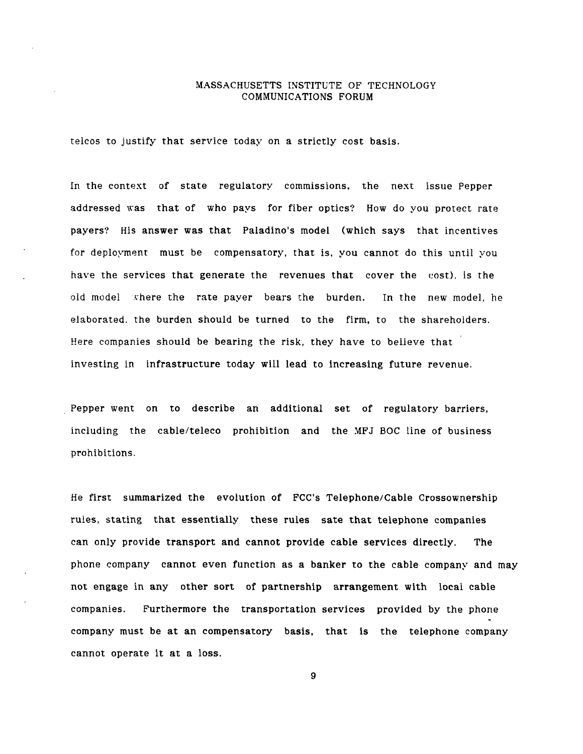telcos to justify that service today on a strictly cost basis.

In the context of state regulatory commissions, the next issue Pepper addressed was that of who pays for fiber optics? How do you protect rate payers? His answer was that Paladino's model (which says that incentives for deployment must be compensatory, that is, you cannot do this until you have the services that generate the revenues that cover the cost), is the old model where the rate payer bears the burden. In the new model, he elaborated, the burden should be turned to the firm, to the shareholders. Here companies should be bearing the risk, they have to believe that investing in infrastructure today will lead to increasing future revenue.

Pepper went on to describe an additional set of regulatory barriers, including the cable/teleco prohibition and the MFJ BOC line of business prohibitions.

He first summarized the evolution of FCC's Telephone/Cable Crossownership rules, stating that essentially these rules sate that telephone companies can only provide transport and cannot provide cable services directly. The phone company cannot even function as a banker to the cable company and may not engage in any other sort of partnership arrangement with local cable companies. Furthermore the transportation services provided by the phone company must be at an compensatory basis, that is the telephone company cannot operate it at a loss.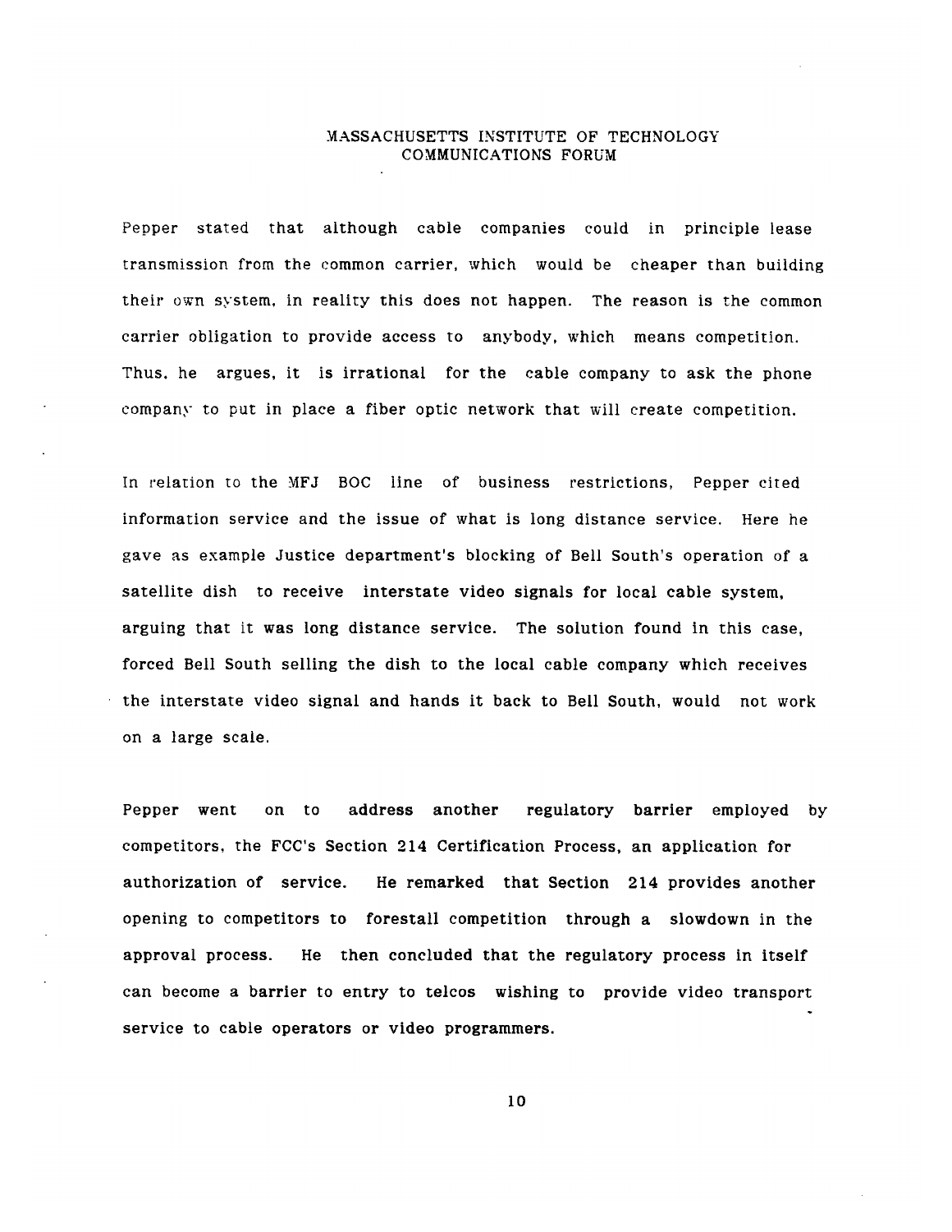Pepper stated that although cable companies could in principle lease transmission from the common carrier, which would be cheaper than building their own system, in reality this does not happen. The reason is the common carrier obligation to provide access to anybody, which means competition. Thus, he argues, it is irrational for the cable company to ask the phone company to put in place a fiber optic network that will create competition.

In relation to the MFJ BOC line of business restrictions, Pepper cited information service and the issue of what is long distance service. Here he gave as example Justice department's blocking of Bell South's operation of a satellite dish to receive interstate video signals for local cable system, arguing that it was long distance service. The solution found in this case, forced Bell South selling the dish to the local cable company which receives the interstate video signal and hands it back to Bell South, would not work on a large scale.

Pepper went on to address another regulatory barrier employed by competitors, the FCC's Section 214 Certification Process, an application for authorization of service. He remarked that Section 214 provides another opening to competitors to forestall competition through a slowdown in the approval process. He then concluded that the regulatory process in itself can become a barrier to entry to telcos wishing to provide video transport service to cable operators or video programmers.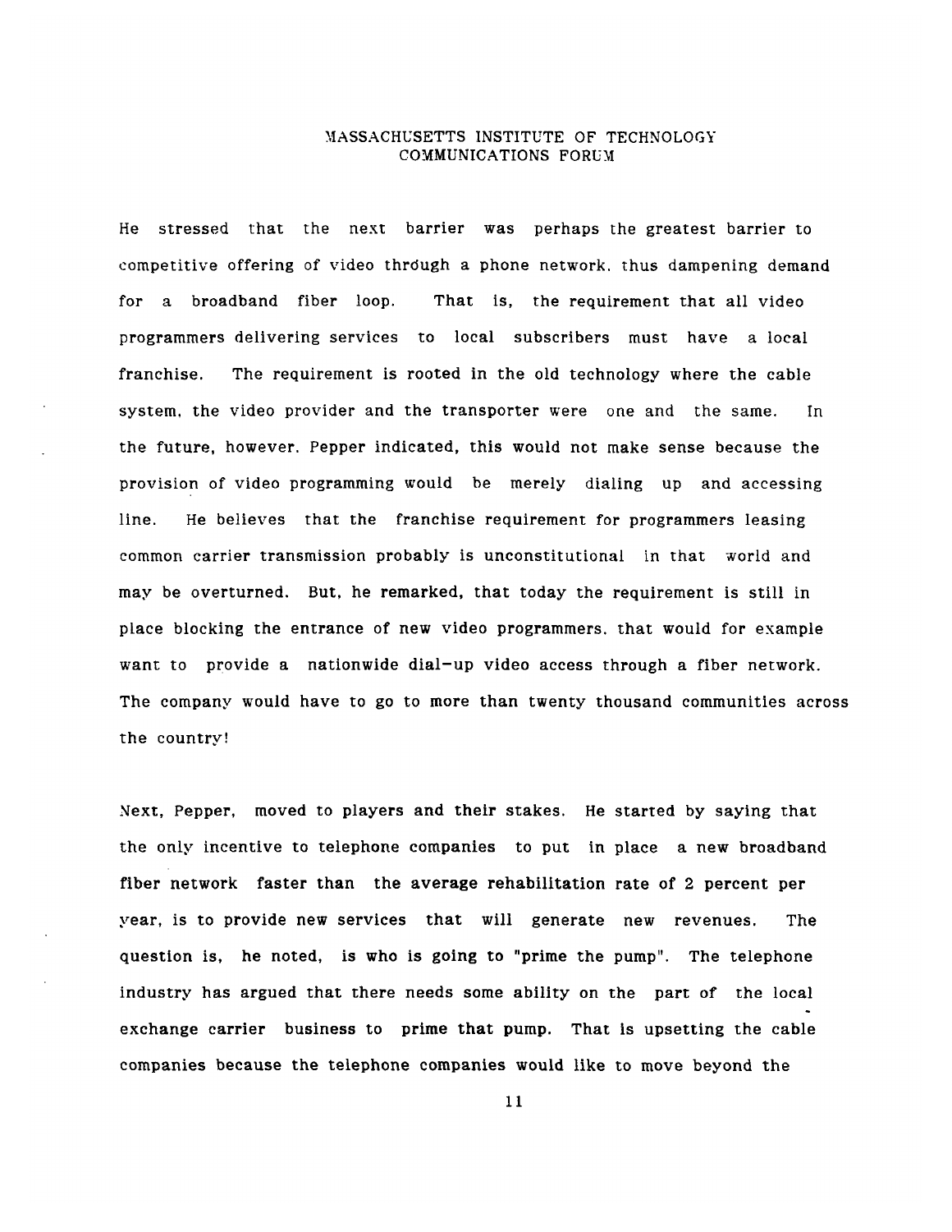He stressed that the next barrier was perhaps the greatest barrier to competitive offering of video through a phone network, thus dampening demand for a broadband fiber loop. That is, the requirement that all video programmers delivering services to local subscribers must have a local franchise. The requirement is rooted in the old technology where the cable system, the video provider and the transporter were one and the same. In the future, however, Pepper indicated, this would not make sense because the provision of video programming would be merely dialing up and accessing line. He believes that the franchise requirement for programmers leasing common carrier transmission probably is unconstitutional in that world and may be overturned. But, he remarked, that today the requirement is still in place blocking the entrance of new video programmers, that would for example want to provide a nationwide dial-up video access through a fiber network. The company would have to go to more than twenty thousand communities across the country!

Next, Pepper, moved to players and their stakes. He started by saying that the only incentive to telephone companies to put in place a new broadband fiber network faster than the average rehabilitation rate of 2 percent per year, is to provide new services that will generate new revenues. The question is, he noted, is who is going to "prime the pump". The telephone industry has argued that there needs some ability on the part of the local exchange carrier business to prime that pump. That is upsetting the cable companies because the telephone companies would like to move beyond the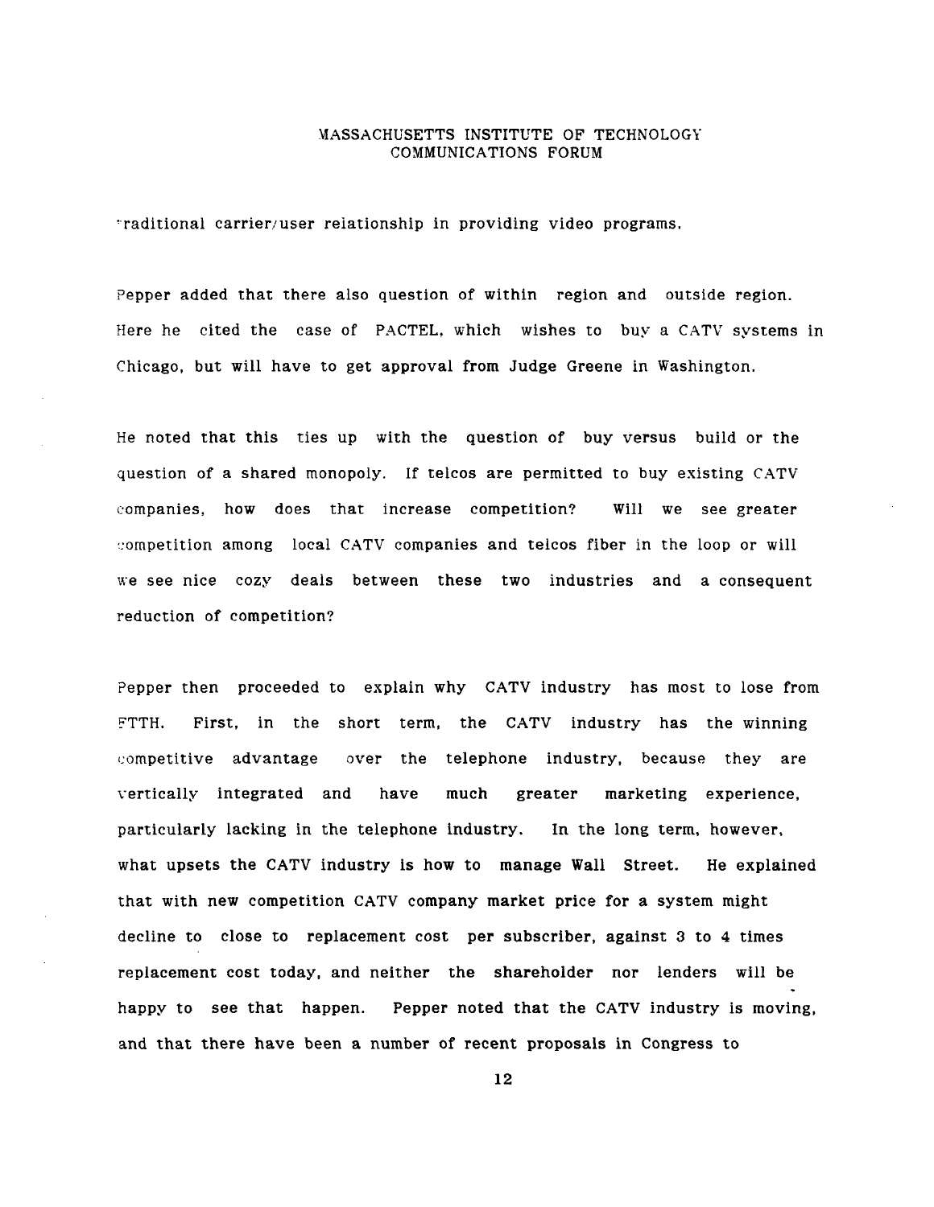traditional carrier/user relationship in providing video programs.

Pepper added that there also question of within region and outside region. Here he cited the case of PACTEL, which wishes to buy a CATV systems in Chicago, but will have to get approval from Judge Greene in Washington.

He noted that this ties up with the question of buy versus build or the question of a shared monopoly. If telcos are permitted to buy existing CATV companies, how does that increase competition? Will we see greater competition among local CATV companies and telcos fiber in the loop or will we see nice cozy deals between these two industries and a consequent reduction of competition?

Pepper then proceeded to explain why CATV industry has most to lose from FTTH. First, in the short term, the CATV industry has the winning competitive advantage over the telephone industry, because they are vertically integrated and have much greater marketing experience, particularly lacking in the telephone industry. In the long term, however, what upsets the CATV industry is how to manage Wall Street. He explained that with new competition CATV company market price for a system might decline to close to replacement cost per subscriber, against 3 to 4 times replacement cost today, and neither the shareholder nor lenders will be happy to see that happen. Pepper noted that the CATV industry is moving, and that there have been a number of recent proposals in Congress to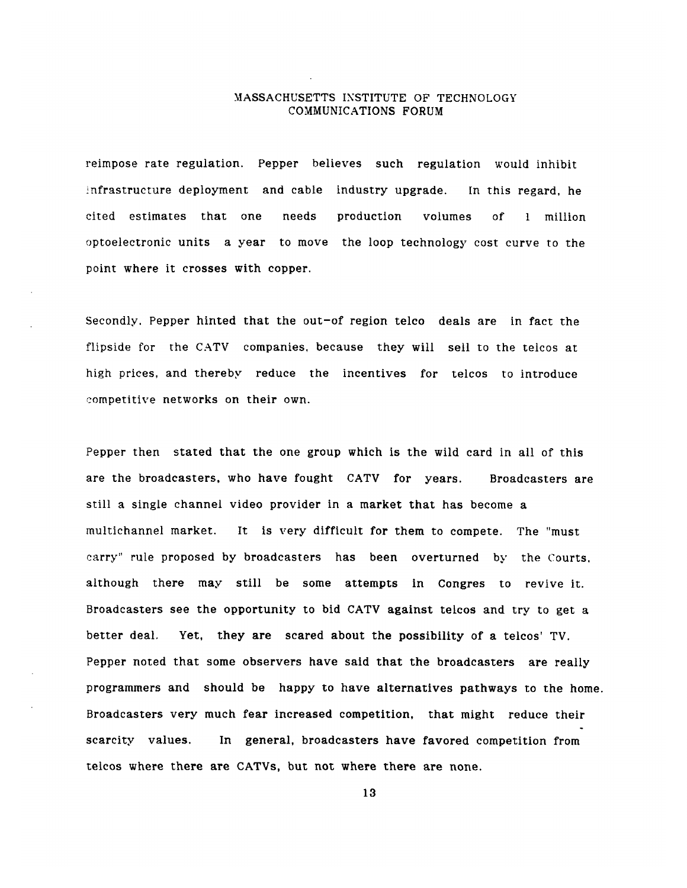reimpose rate regulation. Pepper believes such regulation would inhibit infrastructure deployment and cable industry upgrade. In this regard, he cited estimates that one needs production volumes of 1 million optoelectronic units a year to move the loop technology cost curve to the point where it crosses with copper.

Secondly, Pepper hinted that the out-of region telco deals are in fact the flipside for the CATV companies, because they will sell to the telcos at high prices, and thereby reduce the incentives for telcos to introduce competitive networks on their own.

Pepper then stated that the one group which is the wild card in all of this are the broadcasters, who have fought CATV for years. Broadcasters are still a single channel video provider in a market that has become a multichannel market. It is very difficult for them to compete. The "must carry" rule proposed by broadcasters has been overturned by the Courts, although there may still be some attempts in Congres to revive it. Broadcasters see the opportunity to bid CATV against telcos and try to get a better deal. Yet, they are scared about the possibility of a telcos' TV. Pepper noted that some observers have said that the broadcasters are really programmers and should be happy to have alternatives pathways to the home. Broadcasters very much fear increased competition, that might reduce their scarcity values. In general, broadcasters have favored competition from telcos where there are CATVs, but not where there are none.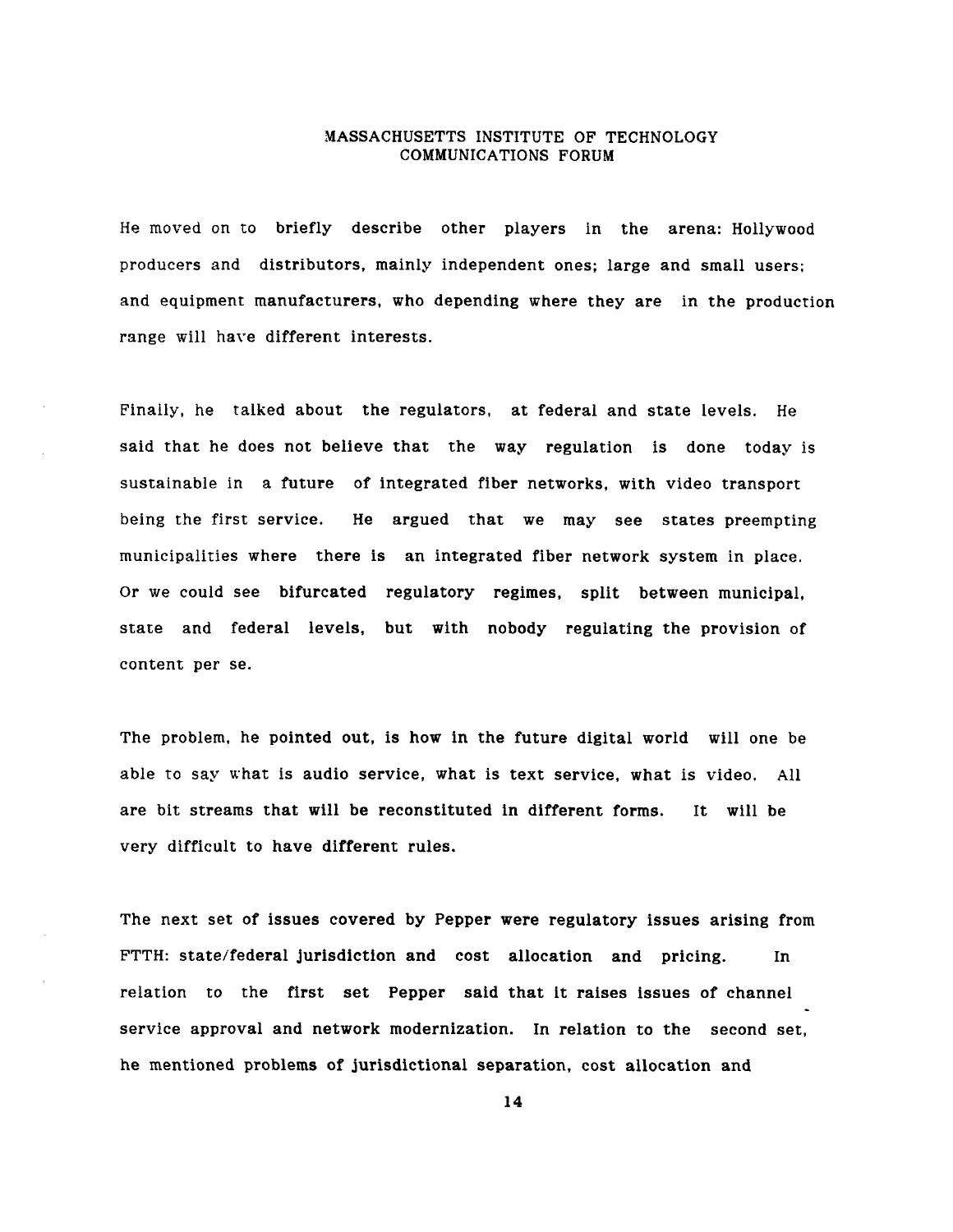He moved on to briefly describe other players in the arena: Hollywood producers and distributors, mainly independent ones; large and small users; and equipment manufacturers, who depending where they are in the production range will have different interests.

Finally, he talked about the regulators, at federal and state levels. He said that he does not believe that the way regulation is done today is sustainable in a future of integrated fiber networks, with video transport being the first service. He argued that we may see states preempting municipalities where there is an integrated fiber network system in place. Or we could see bifurcated regulatory regimes, split between municipal, state and federal levels, but with nobody regulating the provision of content per se.

The problem, he pointed out, is how in the future digital world will one be able to say what is audio service, what is text service, what is video. All are bit streams that will be reconstituted in different forms. It will be very difficult to have different rules.

The next set of issues covered by Pepper were regulatory issues arising from FTTH: state/federal jurisdiction and cost allocation and pricing. In relation to the first set Pepper said that it raises issues of channel service approval and network modernization. In relation to the second set, he mentioned problems of jurisdictional separation, cost allocation and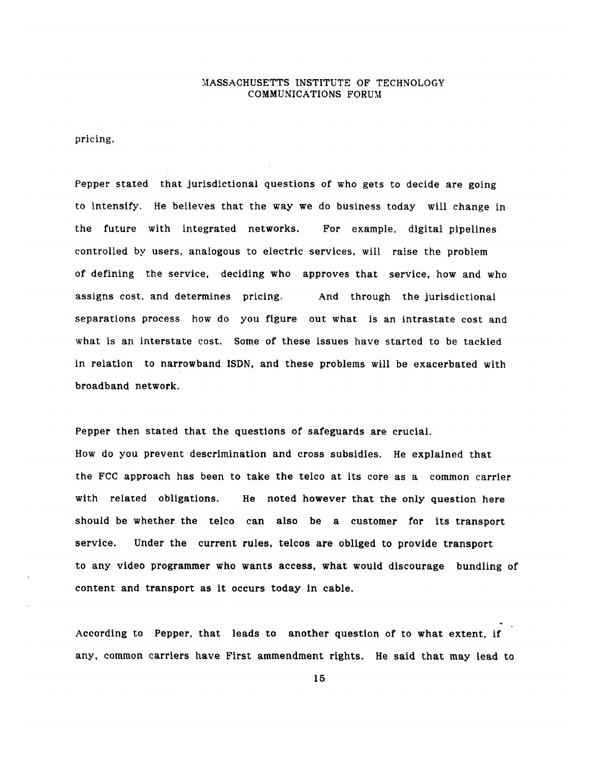pricing.

Pepper stated that jurisdictional questions of who gets to decide are going to intensify. He believes that the way we do business today will change in the future with integrated networks. For example, digital pipelines controlled by users, analogous to electric services, will raise the problem of defining the service, deciding who approves that service, how and who assigns cost, and determines pricing. And through the jurisdictional separations process how do you figure out what is an intrastate cost and what is an interstate cost. Some of these issues have started to be tackled in relation to narrowband ISDN, and these problems will be exacerbated with broadband network.

Pepper then stated that the questions of safeguards are crucial. How do you prevent descrimination and cross subsidies. He explained that the FCC approach has been to take the telco at its core as a common carrier with related obligations. He noted however that the only question here should be whether the telco can also be a customer for its transport service. Under the current rules, telcos are obliged to provide transport to any video programmer who wants access, what would discourage bundling of content and transport as it occurs today in cable.

According to Pepper, that leads to another question of to what extent, if any, common carriers have First ammendment rights. He said that may lead to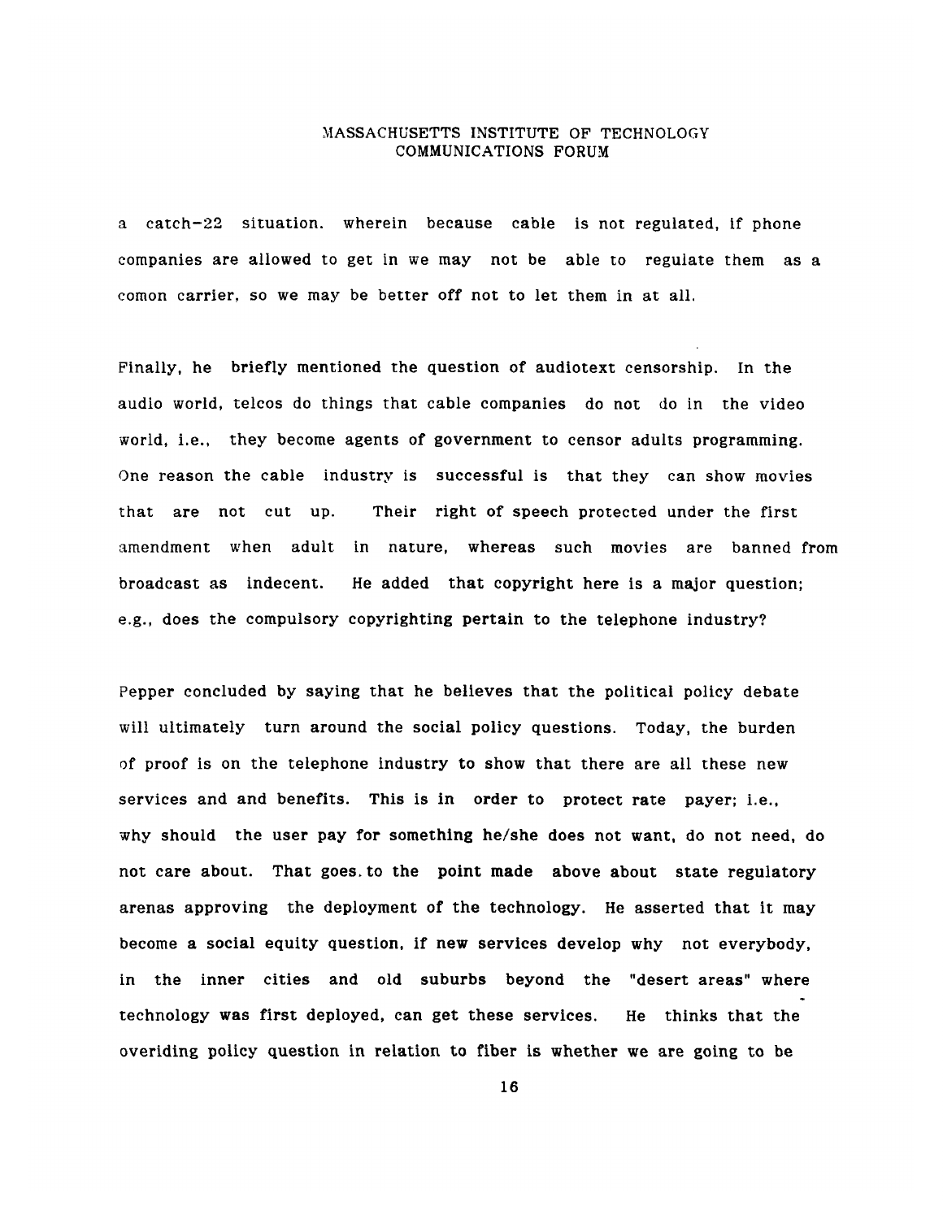a catch-22 situation. wherein because cable is not regulated, if phone companies are allowed to get in we may not be able to regulate them as a comon carrier, so we may be better off not to let them in at all.

Finally, he briefly mentioned the question of audiotext censorship. In the audio world, telcos do things that cable companies do not do in the video world, i.e., they become agents of government to censor adults programming. One reason the cable industry is successful is that they can show movies that are not cut up. Their right of speech protected under the first amendment when adult in nature, whereas such movies are banned from broadcast as indecent. He added that copyright here is a major question; e.g., does the compulsory copyrighting pertain to the telephone industry?

Pepper concluded by saying that he believes that the political policy debate will ultimately turn around the social policy questions. Today, the burden of proof is on the telephone industry to show that there are all these new services and and benefits. This is in order to protect rate payer; i.e., why should the user pay for something he/she does not want, do not need, do not care about. That goes. to the point made above about state regulatory arenas approving the deployment of the technology. He asserted that it may become a social equity question, if new services develop why not everybody, in the inner cities and old suburbs beyond the "desert areas" where technology was first deployed, can get these services. He thinks that the overiding policy question in relation to fiber is whether we are going to be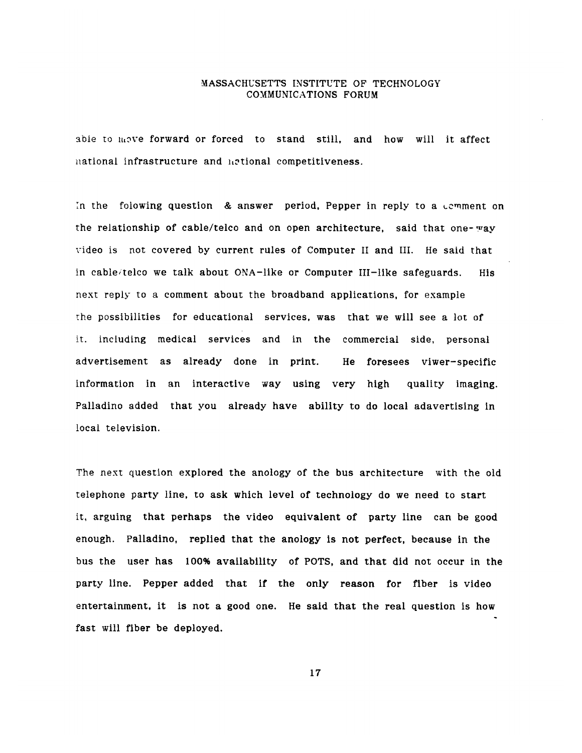able to move forward or forced to stand still, and how will it affect national infrastructure and national competitiveness.

In the folowing question & answer period, Pepper in reply to a comment on the relationship of cable/telco and on open architecture, said that one-way video is not covered by current rules of Computer II and III. He said that in cable/telco we talk about ONA-like or Computer III-like safeguards. His next reply to a comment about the broadband applications, for example the possibilities for educational services, was that we will see a lot of it. including medical services and in the commercial side, personal advertisement as already done in print. He foresees viwer-specific information in an interactive way using very high quality imaging. Palladino added that you already have ability to do local adavertising in local television.

The next question explored the anology of the bus architecture with the old telephone party line, to ask which level of technology do we need to start it, arguing that perhaps the video equivalent of party line can be good enough. Palladino, replied that the anology is not perfect, because in the bus the user has 100% availability of POTS, and that did not occur in the party line. Pepper added that if the only reason for fiber is video entertainment, it is not a good one. He said that the real question is how fast will fiber be deployed.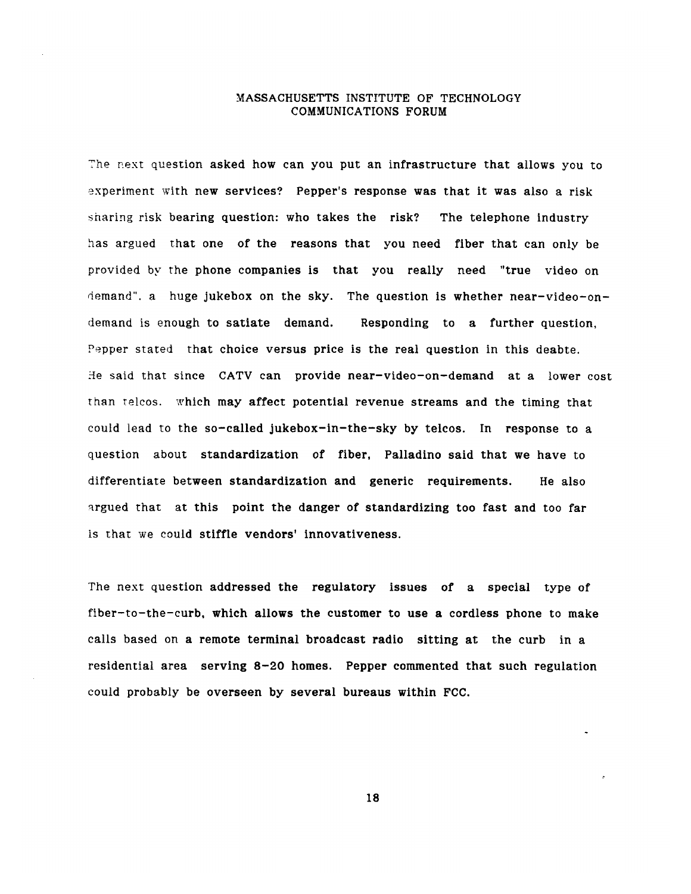The next question asked how can you put an infrastructure that allows you to experiment with new services? Pepper's response was that it was also a risk sharing risk bearing question: who takes the risk? The telephone industry has argued that one of the reasons that you need fiber that can only be provided by the phone companies is that you really need "true video on demand", a huge jukebox on the sky. The question is whether near-video-on-demand is enough to satiate demand. Responding to a further question, Pepper stated that choice versus price is the real question in this deabte. He said that since CATV can provide near-video-on-demand at a lower cost than telcos, which may affect potential revenue streams and the timing that could lead to the so-called jukebox-in-the-sky by telcos. In response to a question about standardization of fiber, Palladino said that we have to differentiate between standardization and generic requirements. He also argued that at this point the danger of standardizing too fast and too far is that we could stiffle vendors' innovativeness.

The next question addressed the regulatory issues of a special type of fiber-to-the-curb, which allows the customer to use a cordless phone to make calls based on a remote terminal broadcast radio sitting at the curb in a residential area serving 8-20 homes. Pepper commented that such regulation could probably be overseen by several bureaus within FCC.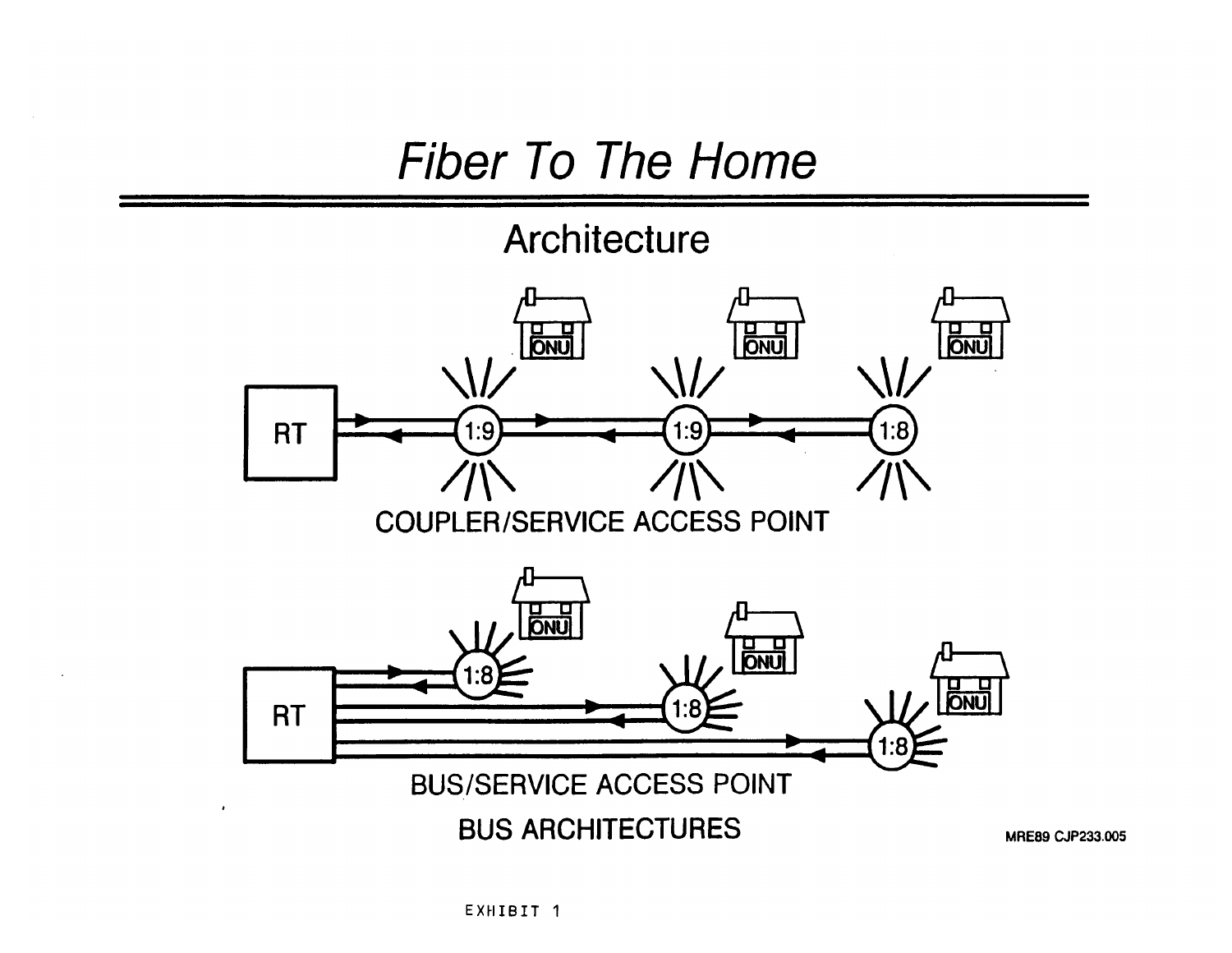# *Fiber To The Home*

## Architecture

RT

ONU ONU ONU

1:9 1:9 1:8

COUPLER/SERVICE ACCESS POINT

RT

ONU ONU ONU

1:8 1:8 1:8

BUS/SERVICE ACCESS POINT

BUS ARCHITECTURES

MRE89 CJP233.005

EXHIBIT 1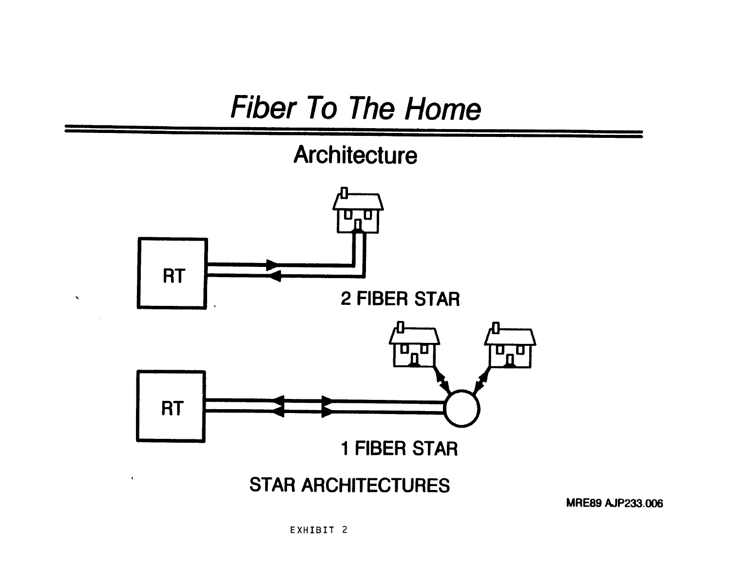# *Fiber To The Home*

## Architecture

RT

2 FIBER STAR

RT

1 FIBER STAR

STAR ARCHITECTURES

MRE89 AJP233.006

EXHIBIT 2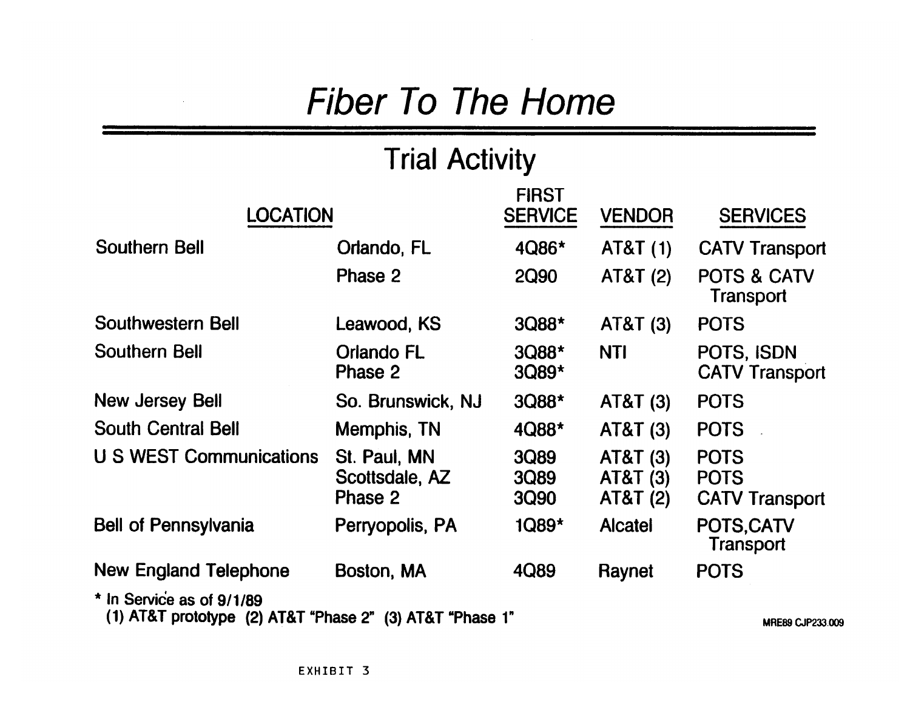# *Fiber To The Home*

## Trial Activity

| LOCATION | | FIRST SERVICE | VENDOR | SERVICES |
|---|---|---|---|---|
| Southern Bell | Orlando, FL | 4Q86* | AT&T (1) | CATV Transport |
| | Phase 2 | 2Q90 | AT&T (2) | POTS & CATV Transport |
| Southwestern Bell | Leawood, KS | 3Q88* | AT&T (3) | POTS |
| Southern Bell | Orlando FL | 3Q88* | NTI | POTS, ISDN |
| | Phase 2 | 3Q89* | | CATV Transport |
| New Jersey Bell | So. Brunswick, NJ | 3Q88* | AT&T (3) | POTS |
| South Central Bell | Memphis, TN | 4Q88* | AT&T (3) | POTS |
| U S WEST Communications | St. Paul, MN | 3Q89 | AT&T (3) | POTS |
| | Scottsdale, AZ | 3Q89 | AT&T (3) | POTS |
| | Phase 2 | 3Q90 | AT&T (2) | CATV Transport |
| Bell of Pennsylvania | Perryopolis, PA | 1Q89* | Alcatel | POTS,CATV Transport |
| New England Telephone | Boston, MA | 4Q89 | Raynet | POTS |

\* In Service as of 9/1/89
(1) AT&T prototype (2) AT&T "Phase 2" (3) AT&T "Phase 1"

MRE89 CJP233.009

EXHIBIT 3